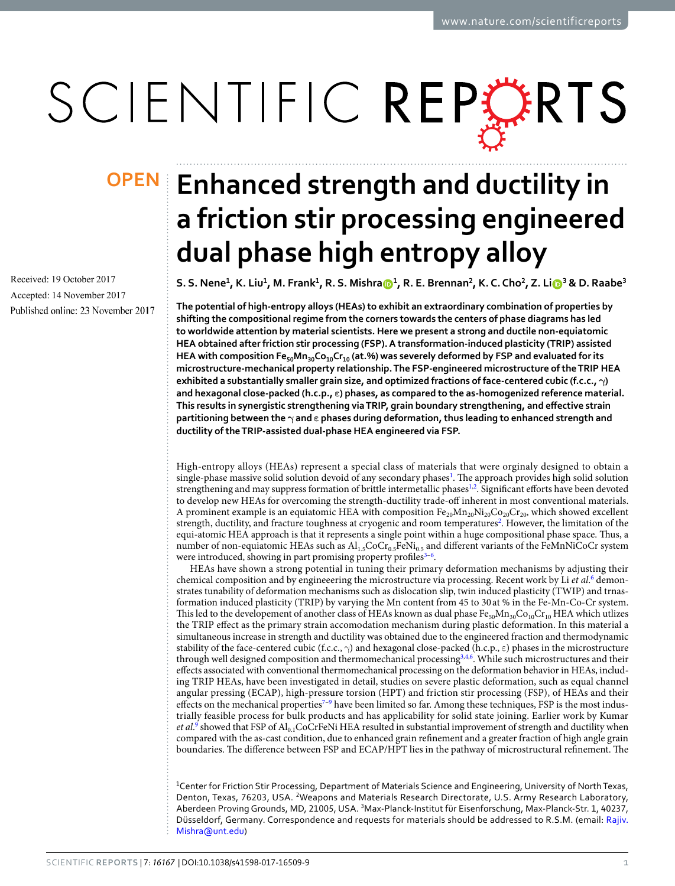OPEN

# Enhanced strength and ductility in a friction stir processing engineered dual phase high entropy alloy

Received: 19 October 2017

Accepted: 14 November 2017

Published online: 23 November 2017

**S. S. Nene[1], K. Liu[1], M. Frank[1], R. S. Mishra[1], R. E. Brennan[2], K. C. Cho[2], Z. Li[3] & D. Raabe[3]**

**The potential of high-entropy alloys (HEAs) to exhibit an extraordinary combination of properties by shifting the compositional regime from the corners towards the centers of phase diagrams has led to worldwide attention by material scientists. Here we present a strong and ductile non-equiatomic HEA obtained after friction stir processing (FSP). A transformation-induced plasticity (TRIP) assisted HEA with composition $Fe_{50}Mn_{30}Co_{10}Cr_{10}$ (at.%) was severely deformed by FSP and evaluated for its microstructure-mechanical property relationship. The FSP-engineered microstructure of the TRIP HEA exhibited a substantially smaller grain size, and optimized fractions of face-centered cubic (f.c.c., γ) and hexagonal close-packed (h.c.p., ε) phases, as compared to the as-homogenized reference material. This results in synergistic strengthening via TRIP, grain boundary strengthening, and effective strain partitioning between the γ and ε phases during deformation, thus leading to enhanced strength and ductility of the TRIP-assisted dual-phase HEA engineered via FSP.**

High-entropy alloys (HEAs) represent a special class of materials that were orginaly designed to obtain a single-phase massive solid solution devoid of any secondary phases[1]. The approach provides high solid solution strengthening and may suppress formation of brittle intermetallic phases[1,2]. Significant efforts have been devoted to develop new HEAs for overcoming the strength-ductility trade-off inherent in most conventional materials. A prominent example is an equiatomic HEA with composition $Fe_{20}Mn_{20}Ni_{20}Co_{20}Cr_{20}$, which showed excellent strength, ductility, and fracture toughness at cryogenic and room temperatures[2]. However, the limitation of the equi-atomic HEA approach is that it represents a single point within a huge compositional phase space. Thus, a number of non-equiatomic HEAs such as $Al_{1.5}CoCr_{0.5}FeNi_{0.5}$ and different variants of the FeMnNiCoCr system were introduced, showing in part promising property profiles[3–6].

HEAs have shown a strong potential in tuning their primary deformation mechanisms by adjusting their chemical composition and by engineering the microstructure via processing. Recent work by Li *et al.*[6] demonstrates tunability of deformation mechanisms such as dislocation slip, twin induced plasticity (TWIP) and trnasformation induced plasticity (TRIP) by varying the Mn content from 45 to 30 at % in the Fe-Mn-Co-Cr system. This led to the developement of another class of HEAs known as dual phase $Fe_{50}Mn_{30}Co_{10}Cr_{10}$ HEA which utlizes the TRIP effect as the primary strain accomodation mechanism during plastic deformation. In this material a simultaneous increase in strength and ductility was obtained due to the engineered fraction and thermodynamic stability of the face-centered cubic (f.c.c., γ) and hexagonal close-packed (h.c.p., ε) phases in the microstructure through well designed composition and thermomechanical processing[3,4,6]. While such microstructures and their effects associated with conventional thermomechanical processing on the deformation behavior in HEAs, including TRIP HEAs, have been investigated in detail, studies on severe plastic deformation, such as equal channel angular pressing (ECAP), high-pressure torsion (HPT) and friction stir processing (FSP), of HEAs and their effects on the mechanical properties[7–9] have been limited so far. Among these techniques, FSP is the most industrially feasible process for bulk products and has applicability for solid state joining. Earlier work by Kumar *et al.*[9] showed that FSP of $Al_{0.1}CoCrFeNi$ HEA resulted in substantial improvement of strength and ductility when compared with the as-cast condition, due to enhanced grain refinement and a greater fraction of high angle grain boundaries. The difference between FSP and ECAP/HPT lies in the pathway of microstructural refinement. The

[1]Center for Friction Stir Processing, Department of Materials Science and Engineering, University of North Texas, Denton, Texas, 76203, USA. [2]Weapons and Materials Research Directorate, U.S. Army Research Laboratory, Aberdeen Proving Grounds, MD, 21005, USA. [3]Max-Planck-Institut für Eisenforschung, Max-Planck-Str. 1, 40237, Düsseldorf, Germany. Correspondence and requests for materials should be addressed to R.S.M. (email: Rajiv.Mishra@unt.edu)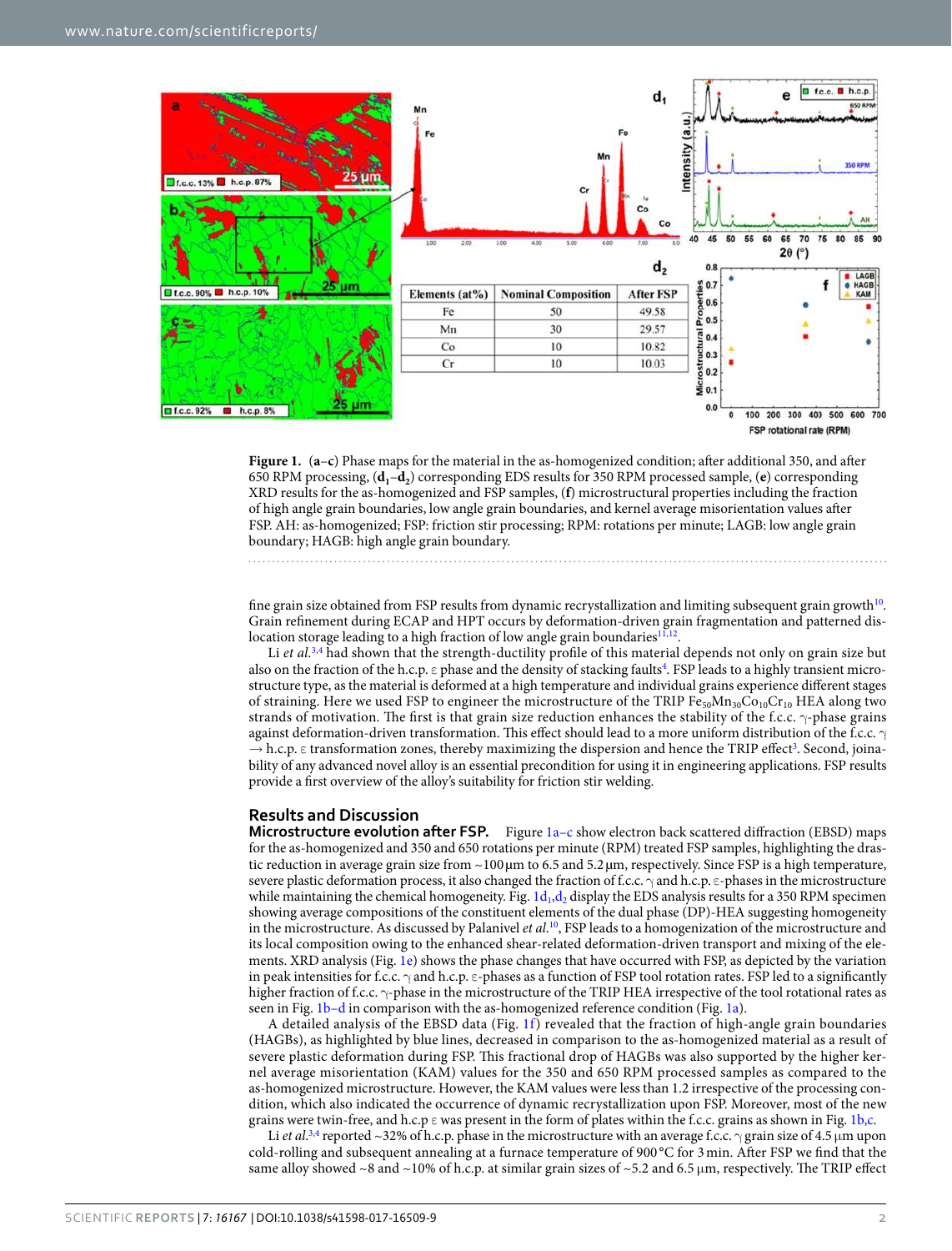| Elements (at%) | Nominal Composition | After FSP |
|---|---|---|
| Fe | 50 | 49.58 |
| Mn | 30 | 29.57 |
| Co | 10 | 10.82 |
| Cr | 10 | 10.03 |

**Figure 1.** (**a–c**) Phase maps for the material in the as-homogenized condition; after additional 350, and after 650 RPM processing, (**d$_1$–d$_2$**) corresponding EDS results for 350 RPM processed sample, (**e**) corresponding XRD results for the as-homogenized and FSP samples, (**f**) microstructural properties including the fraction of high angle grain boundaries, low angle grain boundaries, and kernel average misorientation values after FSP. AH: as-homogenized; FSP: friction stir processing; RPM: rotations per minute; LAGB: low angle grain boundary; HAGB: high angle grain boundary.

fine grain size obtained from FSP results from dynamic recrystallization and limiting subsequent grain growth[10]. Grain refinement during ECAP and HPT occurs by deformation-driven grain fragmentation and patterned dislocation storage leading to a high fraction of low angle grain boundaries[11,12].

Li *et al.*[3,4] had shown that the strength-ductility profile of this material depends not only on grain size but also on the fraction of the h.c.p. ε phase and the density of stacking faults[4]. FSP leads to a highly transient microstructure type, as the material is deformed at a high temperature and individual grains experience different stages of straining. Here we used FSP to engineer the microstructure of the TRIP $Fe_{50}Mn_{30}Co_{10}Cr_{10}$ HEA along two strands of motivation. The first is that grain size reduction enhances the stability of the f.c.c. γ-phase grains against deformation-driven transformation. This effect should lead to a more uniform distribution of the f.c.c. γ → h.c.p. ε transformation zones, thereby maximizing the dispersion and hence the TRIP effect[3]. Second, joinability of any advanced novel alloy is an essential precondition for using it in engineering applications. FSP results provide a first overview of the alloy's suitability for friction stir welding.

## Results and Discussion

**Microstructure evolution after FSP.** Figure 1a–c show electron back scattered diffraction (EBSD) maps for the as-homogenized and 350 and 650 rotations per minute (RPM) treated FSP samples, highlighting the drastic reduction in average grain size from ~100 μm to 6.5 and 5.2 μm, respectively. Since FSP is a high temperature, severe plastic deformation process, it also changed the fraction of f.c.c. γ and h.c.p. ε-phases in the microstructure while maintaining the chemical homogeneity. Fig. 1d$_1$,d$_2$ display the EDS analysis results for a 350 RPM specimen showing average compositions of the constituent elements of the dual phase (DP)-HEA suggesting homogeneity in the microstructure. As discussed by Palanivel *et al.*[10], FSP leads to a homogenization of the microstructure and its local composition owing to the enhanced shear-related deformation-driven transport and mixing of the elements. XRD analysis (Fig. 1e) shows the phase changes that have occurred with FSP, as depicted by the variation in peak intensities for f.c.c. γ and h.c.p. ε-phases as a function of FSP tool rotation rates. FSP led to a significantly higher fraction of f.c.c. γ-phase in the microstructure of the TRIP HEA irrespective of the tool rotational rates as seen in Fig. 1b–d in comparison with the as-homogenized reference condition (Fig. 1a).

A detailed analysis of the EBSD data (Fig. 1f) revealed that the fraction of high-angle grain boundaries (HAGBs), as highlighted by blue lines, decreased in comparison to the as-homogenized material as a result of severe plastic deformation during FSP. This fractional drop of HAGBs was also supported by the higher kernel average misorientation (KAM) values for the 350 and 650 RPM processed samples as compared to the as-homogenized microstructure. However, the KAM values were less than 1.2 irrespective of the processing condition, which also indicated the occurrence of dynamic recrystallization upon FSP. Moreover, most of the new grains were twin-free, and h.c.p ε was present in the form of plates within the f.c.c. grains as shown in Fig. 1b,c.

Li *et al.*[3,4] reported ~32% of h.c.p. phase in the microstructure with an average f.c.c. γ grain size of 4.5 μm upon cold-rolling and subsequent annealing at a furnace temperature of 900 °C for 3 min. After FSP we find that the same alloy showed ~8 and ~10% of h.c.p. at similar grain sizes of ~5.2 and 6.5 μm, respectively. The TRIP effect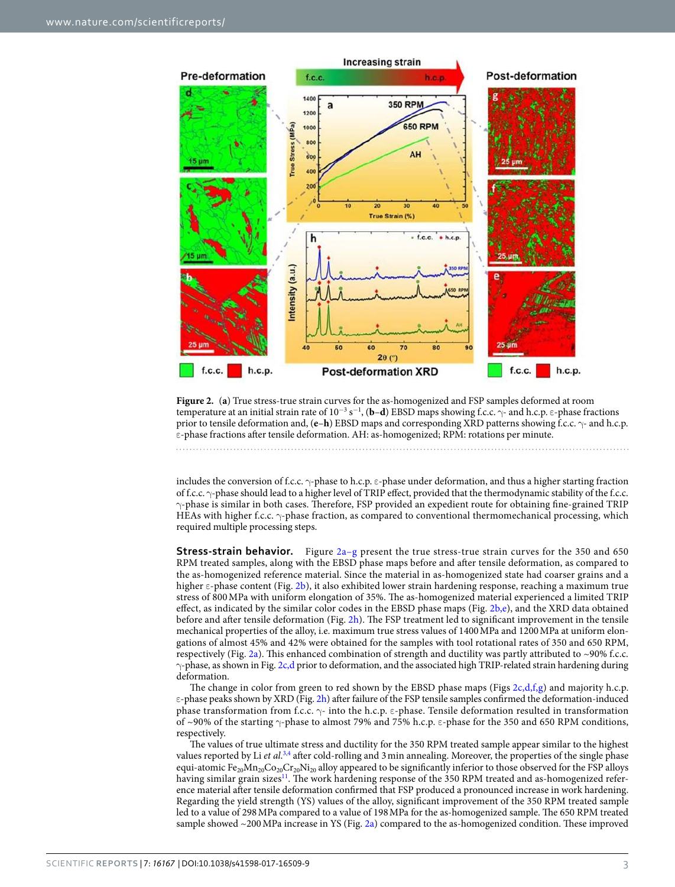**Figure 2.** (**a**) True stress-true strain curves for the as-homogenized and FSP samples deformed at room temperature at an initial strain rate of $10^{-3}$ $s^{-1}$, (**b–d**) EBSD maps showing f.c.c. γ- and h.c.p. ε-phase fractions prior to tensile deformation and, (**e–h**) EBSD maps and corresponding XRD patterns showing f.c.c. γ- and h.c.p. ε-phase fractions after tensile deformation. AH: as-homogenized; RPM: rotations per minute.

includes the conversion of f.c.c. γ-phase to h.c.p. ε-phase under deformation, and thus a higher starting fraction of f.c.c. γ-phase should lead to a higher level of TRIP effect, provided that the thermodynamic stability of the f.c.c. γ-phase is similar in both cases. Therefore, FSP provided an expedient route for obtaining fine-grained TRIP HEAs with higher f.c.c. γ-phase fraction, as compared to conventional thermomechanical processing, which required multiple processing steps.

**Stress-strain behavior.** Figure 2a–g present the true stress-true strain curves for the 350 and 650 RPM treated samples, along with the EBSD phase maps before and after tensile deformation, as compared to the as-homogenized reference material. Since the material in as-homogenized state had coarser grains and a higher ε-phase content (Fig. 2b), it also exhibited lower strain hardening response, reaching a maximum true stress of 800 MPa with uniform elongation of 35%. The as-homogenized material experienced a limited TRIP effect, as indicated by the similar color codes in the EBSD phase maps (Fig. 2b,e), and the XRD data obtained before and after tensile deformation (Fig. 2h). The FSP treatment led to significant improvement in the tensile mechanical properties of the alloy, i.e. maximum true stress values of 1400 MPa and 1200 MPa at uniform elongations of almost 45% and 42% were obtained for the samples with tool rotational rates of 350 and 650 RPM, respectively (Fig. 2a). This enhanced combination of strength and ductility was partly attributed to ~90% f.c.c. γ-phase, as shown in Fig. 2c,d prior to deformation, and the associated high TRIP-related strain hardening during deformation.

The change in color from green to red shown by the EBSD phase maps (Figs 2c,d,f,g) and majority h.c.p. ε-phase peaks shown by XRD (Fig. 2h) after failure of the FSP tensile samples confirmed the deformation-induced phase transformation from f.c.c. γ- into the h.c.p. ε-phase. Tensile deformation resulted in transformation of ~90% of the starting γ-phase to almost 79% and 75% h.c.p. ε-phase for the 350 and 650 RPM conditions, respectively.

The values of true ultimate stress and ductility for the 350 RPM treated sample appear similar to the highest values reported by Li *et al.*[3,4] after cold-rolling and 3 min annealing. Moreover, the properties of the single phase equi-atomic $Fe_{20}Mn_{20}Co_{20}Cr_{20}Ni_{20}$ alloy appeared to be significantly inferior to those observed for the FSP alloys having similar grain sizes[11]. The work hardening response of the 350 RPM treated and as-homogenized reference material after tensile deformation confirmed that FSP produced a pronounced increase in work hardening. Regarding the yield strength (YS) values of the alloy, significant improvement of the 350 RPM treated sample led to a value of 298 MPa compared to a value of 198 MPa for the as-homogenized sample. The 650 RPM treated sample showed ~200 MPa increase in YS (Fig. 2a) compared to the as-homogenized condition. These improved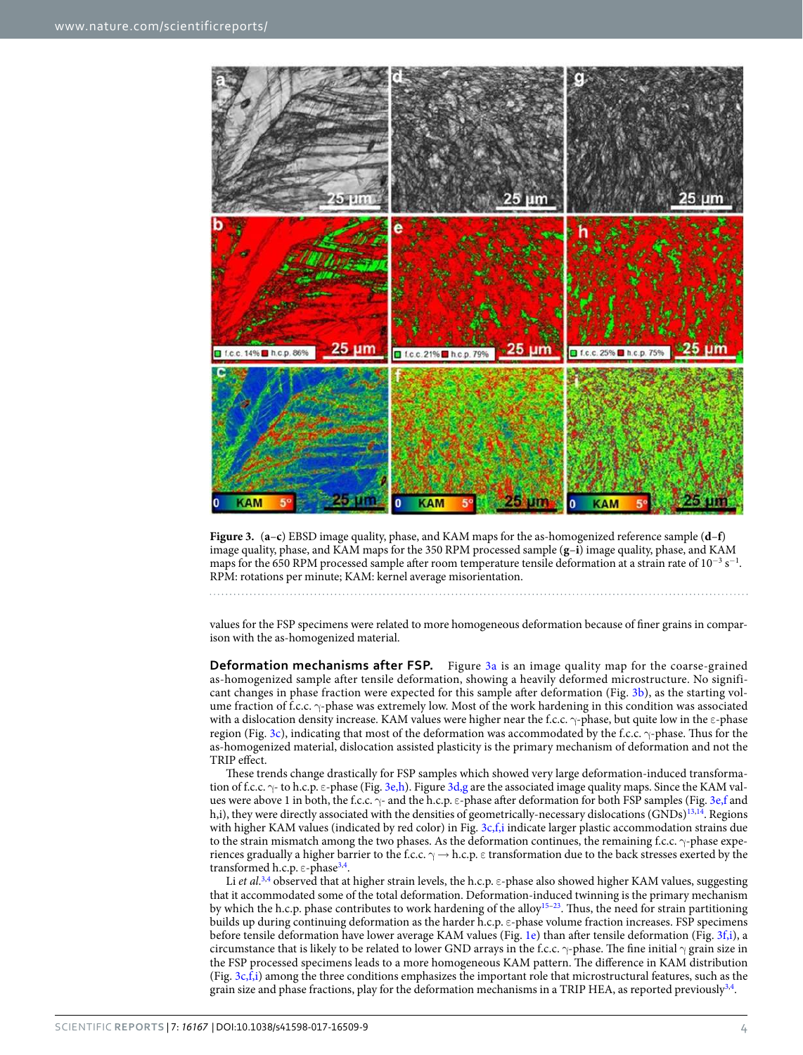**Figure 3.** (**a**–**c**) EBSD image quality, phase, and KAM maps for the as-homogenized reference sample (**d**–**f**) image quality, phase, and KAM maps for the 350 RPM processed sample (**g**–**i**) image quality, phase, and KAM maps for the 650 RPM processed sample after room temperature tensile deformation at a strain rate of $10^{-3}$ $s^{-1}$. RPM: rotations per minute; KAM: kernel average misorientation.

values for the FSP specimens were related to more homogeneous deformation because of finer grains in comparison with the as-homogenized material.

**Deformation mechanisms after FSP.** Figure 3a is an image quality map for the coarse-grained as-homogenized sample after tensile deformation, showing a heavily deformed microstructure. No significant changes in phase fraction were expected for this sample after deformation (Fig. 3b), as the starting volume fraction of f.c.c. γ-phase was extremely low. Most of the work hardening in this condition was associated with a dislocation density increase. KAM values were higher near the f.c.c. γ-phase, but quite low in the ε-phase region (Fig. 3c), indicating that most of the deformation was accommodated by the f.c.c. γ-phase. Thus for the as-homogenized material, dislocation assisted plasticity is the primary mechanism of deformation and not the TRIP effect.

These trends change drastically for FSP samples which showed very large deformation-induced transformation of f.c.c. γ- to h.c.p. ε-phase (Fig. 3e,h). Figure 3d,g are the associated image quality maps. Since the KAM values were above 1 in both, the f.c.c. γ- and the h.c.p. ε-phase after deformation for both FSP samples (Fig. 3e,f and h,i), they were directly associated with the densities of geometrically-necessary dislocations (GNDs)[13,14]. Regions with higher KAM values (indicated by red color) in Fig. 3c,f,i indicate larger plastic accommodation strains due to the strain mismatch among the two phases. As the deformation continues, the remaining f.c.c. γ-phase experiences gradually a higher barrier to the f.c.c. γ → h.c.p. ε transformation due to the back stresses exerted by the transformed h.c.p. ε-phase[3,4].

Li *et al.*[3,4] observed that at higher strain levels, the h.c.p. ε-phase also showed higher KAM values, suggesting that it accommodated some of the total deformation. Deformation-induced twinning is the primary mechanism by which the h.c.p. phase contributes to work hardening of the alloy[15–23]. Thus, the need for strain partitioning builds up during continuing deformation as the harder h.c.p. ε-phase volume fraction increases. FSP specimens before tensile deformation have lower average KAM values (Fig. 1e) than after tensile deformation (Fig. 3f,i), a circumstance that is likely to be related to lower GND arrays in the f.c.c. γ-phase. The fine initial γ grain size in the FSP processed specimens leads to a more homogeneous KAM pattern. The difference in KAM distribution (Fig. 3c,f,i) among the three conditions emphasizes the important role that microstructural features, such as the grain size and phase fractions, play for the deformation mechanisms in a TRIP HEA, as reported previously[3,4].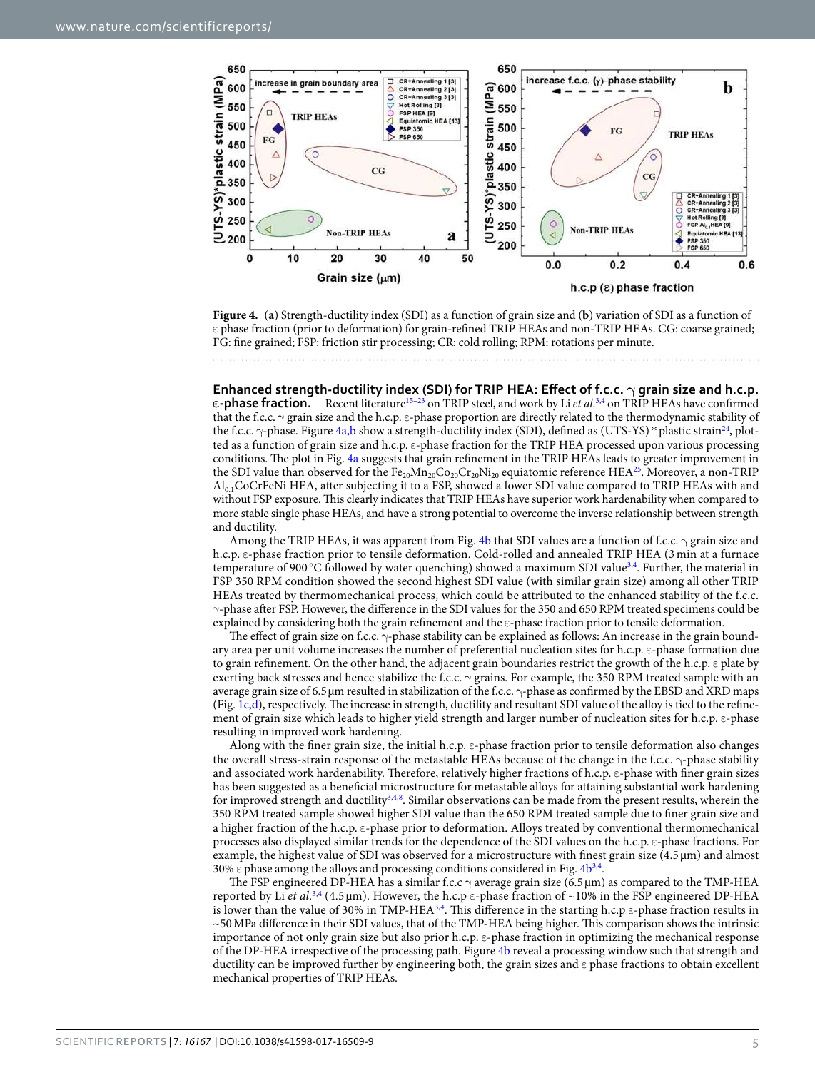**Figure 4.** (**a**) Strength-ductility index (SDI) as a function of grain size and (**b**) variation of SDI as a function of ε phase fraction (prior to deformation) for grain-refined TRIP HEAs and non-TRIP HEAs. CG: coarse grained; FG: fine grained; FSP: friction stir processing; CR: cold rolling; RPM: rotations per minute.

**Enhanced strength-ductility index (SDI) for TRIP HEA: Effect of f.c.c. γ grain size and h.c.p. ε-phase fraction.** Recent literature[15–23] on TRIP steel, and work by Li *et al*.[3,4] on TRIP HEAs have confirmed that the f.c.c. γ grain size and the h.c.p. ε-phase proportion are directly related to the thermodynamic stability of the f.c.c. γ-phase. Figure 4a,b show a strength-ductility index (SDI), defined as (UTS-YS) * plastic strain[24], plotted as a function of grain size and h.c.p. ε-phase fraction for the TRIP HEA processed upon various processing conditions. The plot in Fig. 4a suggests that grain refinement in the TRIP HEAs leads to greater improvement in the SDI value than observed for the $Fe_{20}Mn_{20}Co_{20}Cr_{20}Ni_{20}$ equiatomic reference HEA[25]. Moreover, a non-TRIP $Al_{0.1}CoCrFeNi$ HEA, after subjecting it to a FSP, showed a lower SDI value compared to TRIP HEAs with and without FSP exposure. This clearly indicates that TRIP HEAs have superior work hardenability when compared to more stable single phase HEAs, and have a strong potential to overcome the inverse relationship between strength and ductility.

Among the TRIP HEAs, it was apparent from Fig. 4b that SDI values are a function of f.c.c. γ grain size and h.c.p. ε-phase fraction prior to tensile deformation. Cold-rolled and annealed TRIP HEA (3 min at a furnace temperature of 900 °C followed by water quenching) showed a maximum SDI value[3,4]. Further, the material in FSP 350 RPM condition showed the second highest SDI value (with similar grain size) among all other TRIP HEAs treated by thermomechanical process, which could be attributed to the enhanced stability of the f.c.c. γ-phase after FSP. However, the difference in the SDI values for the 350 and 650 RPM treated specimens could be explained by considering both the grain refinement and the ε-phase fraction prior to tensile deformation.

The effect of grain size on f.c.c. γ-phase stability can be explained as follows: An increase in the grain boundary area per unit volume increases the number of preferential nucleation sites for h.c.p. ε-phase formation due to grain refinement. On the other hand, the adjacent grain boundaries restrict the growth of the h.c.p. ε plate by exerting back stresses and hence stabilize the f.c.c. γ grains. For example, the 350 RPM treated sample with an average grain size of 6.5 μm resulted in stabilization of the f.c.c. γ-phase as confirmed by the EBSD and XRD maps (Fig. 1c,d), respectively. The increase in strength, ductility and resultant SDI value of the alloy is tied to the refinement of grain size which leads to higher yield strength and larger number of nucleation sites for h.c.p. ε-phase resulting in improved work hardening.

Along with the finer grain size, the initial h.c.p. ε-phase fraction prior to tensile deformation also changes the overall stress-strain response of the metastable HEAs because of the change in the f.c.c. γ-phase stability and associated work hardenability. Therefore, relatively higher fractions of h.c.p. ε-phase with finer grain sizes has been suggested as a beneficial microstructure for metastable alloys for attaining substantial work hardening for improved strength and ductility[3,4,8]. Similar observations can be made from the present results, wherein the 350 RPM treated sample showed higher SDI value than the 650 RPM treated sample due to finer grain size and a higher fraction of the h.c.p. ε-phase prior to deformation. Alloys treated by conventional thermomechanical processes also displayed similar trends for the dependence of the SDI values on the h.c.p. ε-phase fractions. For example, the highest value of SDI was observed for a microstructure with finest grain size (4.5 μm) and almost 30% ε phase among the alloys and processing conditions considered in Fig. 4b[3,4].

The FSP engineered DP-HEA has a similar f.c.c γ average grain size (6.5 μm) as compared to the TMP-HEA reported by Li *et al*.[3,4] (4.5 μm). However, the h.c.p ε-phase fraction of ~10% in the FSP engineered DP-HEA is lower than the value of 30% in TMP-HEA[3,4]. This difference in the starting h.c.p ε-phase fraction results in ~50 MPa difference in their SDI values, that of the TMP-HEA being higher. This comparison shows the intrinsic importance of not only grain size but also prior h.c.p. ε-phase fraction in optimizing the mechanical response of the DP-HEA irrespective of the processing path. Figure 4b reveal a processing window such that strength and ductility can be improved further by engineering both, the grain sizes and ε phase fractions to obtain excellent mechanical properties of TRIP HEAs.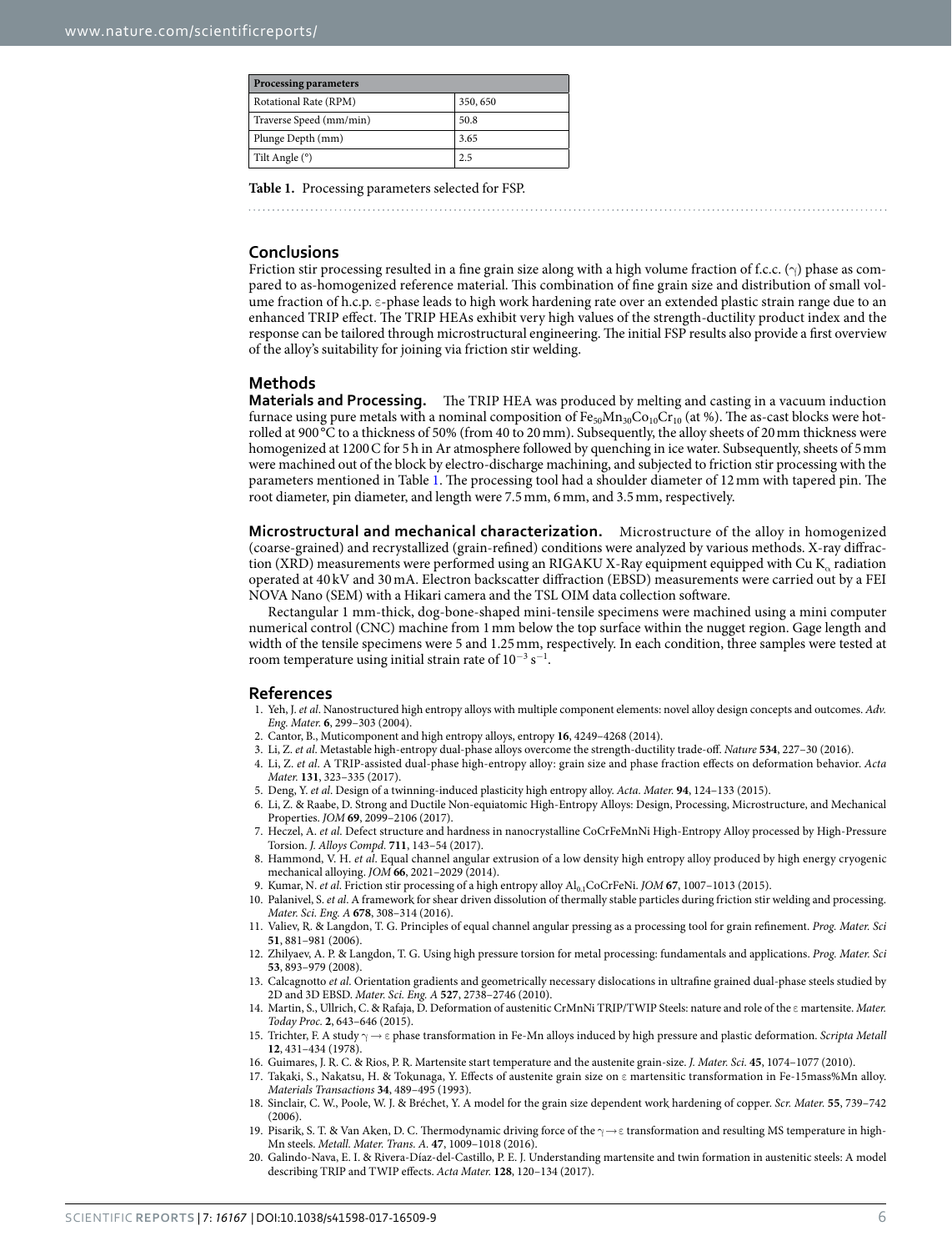| Processing parameters | |
|---|---|
| Rotational Rate (RPM) | 350, 650 |
| Traverse Speed (mm/min) | 50.8 |
| Plunge Depth (mm) | 3.65 |
| Tilt Angle (°) | 2.5 |

**Table 1.** Processing parameters selected for FSP.

## Conclusions

Friction stir processing resulted in a fine grain size along with a high volume fraction of f.c.c. ($\gamma$) phase as compared to as-homogenized reference material. This combination of fine grain size and distribution of small volume fraction of h.c.p. $\varepsilon$-phase leads to high work hardening rate over an extended plastic strain range due to an enhanced TRIP effect. The TRIP HEAs exhibit very high values of the strength-ductility product index and the response can be tailored through microstructural engineering. The initial FSP results also provide a first overview of the alloy's suitability for joining via friction stir welding.

## Methods

### Materials and Processing.

The TRIP HEA was produced by melting and casting in a vacuum induction furnace using pure metals with a nominal composition of $Fe_{50}Mn_{30}Co_{10}Cr_{10}$ (at %). The as-cast blocks were hot-rolled at 900 °C to a thickness of 50% (from 40 to 20 mm). Subsequently, the alloy sheets of 20 mm thickness were homogenized at 1200 C for 5 h in Ar atmosphere followed by quenching in ice water. Subsequently, sheets of 5 mm were machined out of the block by electro-discharge machining, and subjected to friction stir processing with the parameters mentioned in Table 1. The processing tool had a shoulder diameter of 12 mm with tapered pin. The root diameter, pin diameter, and length were 7.5 mm, 6 mm, and 3.5 mm, respectively.

### Microstructural and mechanical characterization.

Microstructure of the alloy in homogenized (coarse-grained) and recrystallized (grain-refined) conditions were analyzed by various methods. X-ray diffraction (XRD) measurements were performed using an RIGAKU X-Ray equipment equipped with Cu $K_\alpha$ radiation operated at 40 kV and 30 mA. Electron backscatter diffraction (EBSD) measurements were carried out by a FEI NOVA Nano (SEM) with a Hikari camera and the TSL OIM data collection software.

Rectangular 1 mm-thick, dog-bone-shaped mini-tensile specimens were machined using a mini computer numerical control (CNC) machine from 1 mm below the top surface within the nugget region. Gage length and width of the tensile specimens were 5 and 1.25 mm, respectively. In each condition, three samples were tested at room temperature using initial strain rate of $10^{-3}$ $s^{-1}$.

## References

1. Yeh, J. *et al*. Nanostructured high entropy alloys with multiple component elements: novel alloy design concepts and outcomes. *Adv. Eng. Mater.* **6**, 299–303 (2004).
2. Cantor, B., Muticomponent and high entropy alloys, entropy **16**, 4249–4268 (2014).
3. Li, Z. *et al*. Metastable high-entropy dual-phase alloys overcome the strength-ductility trade-off. *Nature* **534**, 227–30 (2016).
4. Li, Z. *et al*. A TRIP-assisted dual-phase high-entropy alloy: grain size and phase fraction effects on deformation behavior. *Acta Mater.* **131**, 323–335 (2017).
5. Deng, Y. *et al*. Design of a twinning-induced plasticity high entropy alloy. *Acta. Mater.* **94**, 124–133 (2015).
6. Li, Z. & Raabe, D. Strong and Ductile Non-equiatomic High-Entropy Alloys: Design, Processing, Microstructure, and Mechanical Properties. *JOM* **69**, 2099–2106 (2017).
7. Heczel, A. *et al*. Defect structure and hardness in nanocrystalline CoCrFeMnNi High-Entropy Alloy processed by High-Pressure Torsion. *J. Alloys Compd*. **711**, 143–54 (2017).
8. Hammond, V. H. *et al*. Equal channel angular extrusion of a low density high entropy alloy produced by high energy cryogenic mechanical alloying. *JOM* **66**, 2021–2029 (2014).
9. Kumar, N. *et al*. Friction stir processing of a high entropy alloy $Al_{0.1}CoCrFeNi$. *JOM* **67**, 1007–1013 (2015).
10. Palanivel, S. *et al*. A framework for shear driven dissolution of thermally stable particles during friction stir welding and processing. *Mater. Sci. Eng. A* **678**, 308–314 (2016).
11. Valiev, R. & Langdon, T. G. Principles of equal channel angular pressing as a processing tool for grain refinement. *Prog. Mater. Sci* **51**, 881–981 (2006).
12. Zhilyaev, A. P. & Langdon, T. G. Using high pressure torsion for metal processing: fundamentals and applications. *Prog. Mater. Sci* **53**, 893–979 (2008).
13. Calcagnotto *et al*. Orientation gradients and geometrically necessary dislocations in ultrafine grained dual-phase steels studied by 2D and 3D EBSD. *Mater. Sci. Eng. A* **527**, 2738–2746 (2010).
14. Martin, S., Ullrich, C. & Rafaja, D. Deformation of austenitic CrMnNi TRIP/TWIP Steels: nature and role of the ε martensite. *Mater. Today Proc.* **2**, 643–646 (2015).
15. Trichter, F. A study $\gamma \rightarrow \varepsilon$ phase transformation in Fe-Mn alloys induced by high pressure and plastic deformation. *Scripta Metall* **12**, 431–434 (1978).
16. Guimares, J. R. C. & Rios, P. R. Martensite start temperature and the austenite grain-size. *J. Mater. Sci*. **45**, 1074–1077 (2010).
17. Takaki, S., Nakatsu, H. & Tokunaga, Y. Effects of austenite grain size on ε martensitic transformation in Fe-15mass%Mn alloy. *Materials Transactions* **34**, 489–495 (1993).
18. Sinclair, C. W., Poole, W. J. & Bréchet, Y. A model for the grain size dependent work hardening of copper. *Scr. Mater.* **55**, 739–742 (2006).
19. Pisarik, S. T. & Van Aken, D. C. Thermodynamic driving force of the $\gamma \rightarrow \varepsilon$ transformation and resulting MS temperature in high-Mn steels. *Metall. Mater. Trans. A*. **47**, 1009–1018 (2016).
20. Galindo-Nava, E. I. & Rivera-Díaz-del-Castillo, P. E. J. Understanding martensite and twin formation in austenitic steels: A model describing TRIP and TWIP effects. *Acta Mater.* **128**, 120–134 (2017).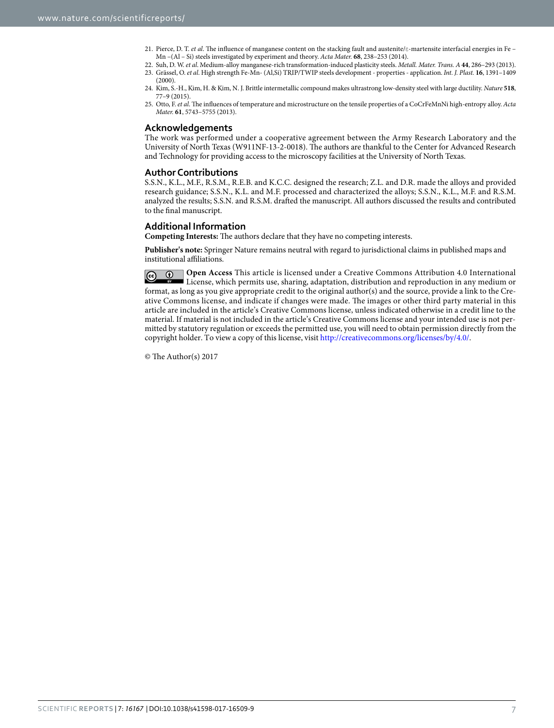21. Pierce, D. T. *et al*. The influence of manganese content on the stacking fault and austenite/ε-martensite interfacial energies in Fe – Mn –(Al – Si) steels investigated by experiment and theory. *Acta Mater.* **68**, 238–253 (2014).
22. Suh, D. W. *et al*. Medium-alloy manganese-rich transformation-induced plasticity steels. *Metall. Mater. Trans. A* **44**, 286–293 (2013).
23. Grässel, O. *et al*. High strength Fe-Mn- (Al,Si) TRIP/TWIP steels development - properties - application. *Int. J. Plast.* **16**, 1391–1409 (2000).
24. Kim, S.-H., Kim, H. & Kim, N. J. Brittle intermetallic compound makes ultrastrong low-density steel with large ductility. *Nature* **518**, 77–9 (2015).
25. Otto, F. *et al*. The influences of temperature and microstructure on the tensile properties of a CoCrFeMnNi high-entropy alloy. *Acta Mater.* **61**, 5743–5755 (2013).

## Acknowledgements

The work was performed under a cooperative agreement between the Army Research Laboratory and the University of North Texas (W911NF-13-2-0018). The authors are thankful to the Center for Advanced Research and Technology for providing access to the microscopy facilities at the University of North Texas.

## Author Contributions

S.S.N., K.L., M.F., R.S.M., R.E.B. and K.C.C. designed the research; Z.L. and D.R. made the alloys and provided research guidance; S.S.N., K.L. and M.F. processed and characterized the alloys; S.S.N., K.L., M.F. and R.S.M. analyzed the results; S.S.N. and R.S.M. drafted the manuscript. All authors discussed the results and contributed to the final manuscript.

## Additional Information

**Competing Interests:** The authors declare that they have no competing interests.

**Publisher's note:** Springer Nature remains neutral with regard to jurisdictional claims in published maps and institutional affiliations.

**Open Access** This article is licensed under a Creative Commons Attribution 4.0 International License, which permits use, sharing, adaptation, distribution and reproduction in any medium or format, as long as you give appropriate credit to the original author(s) and the source, provide a link to the Creative Commons license, and indicate if changes were made. The images or other third party material in this article are included in the article's Creative Commons license, unless indicated otherwise in a credit line to the material. If material is not included in the article's Creative Commons license and your intended use is not permitted by statutory regulation or exceeds the permitted use, you will need to obtain permission directly from the copyright holder. To view a copy of this license, visit http://creativecommons.org/licenses/by/4.0/.

© The Author(s) 2017